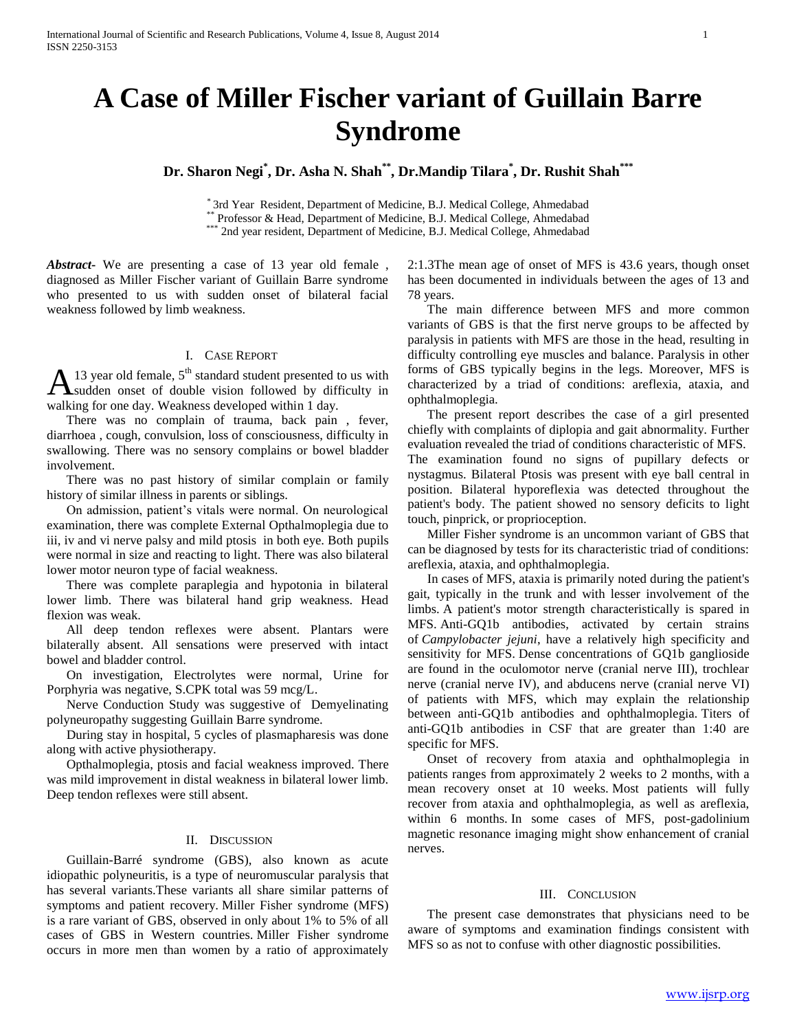# A Case of Miller Fischer variant of Guillain Barre Syndrome

**Dr. Sharon Negi[*], Dr. Asha N. Shah[**], Dr.Mandip Tilara[*], Dr. Rushit Shah[***]**

[*] 3rd Year Resident, Department of Medicine, B.J. Medical College, Ahmedabad
[**] Professor & Head, Department of Medicine, B.J. Medical College, Ahmedabad
[***] 2nd year resident, Department of Medicine, B.J. Medical College, Ahmedabad

***Abstract*-** We are presenting a case of 13 year old female , diagnosed as Miller Fischer variant of Guillain Barre syndrome who presented to us with sudden onset of bilateral facial weakness followed by limb weakness.

## I. Case Report

A 13 year old female, 5[th] standard student presented to us with sudden onset of double vision followed by difficulty in walking for one day. Weakness developed within 1 day.

There was no complain of trauma, back pain , fever, diarrhoea , cough, convulsion, loss of consciousness, difficulty in swallowing. There was no sensory complains or bowel bladder involvement.

There was no past history of similar complain or family history of similar illness in parents or siblings.

On admission, patient's vitals were normal. On neurological examination, there was complete External Opthalmoplegia due to iii, iv and vi nerve palsy and mild ptosis in both eye. Both pupils were normal in size and reacting to light. There was also bilateral lower motor neuron type of facial weakness.

There was complete paraplegia and hypotonia in bilateral lower limb. There was bilateral hand grip weakness. Head flexion was weak.

All deep tendon reflexes were absent. Plantars were bilaterally absent. All sensations were preserved with intact bowel and bladder control.

On investigation, Electrolytes were normal, Urine for Porphyria was negative, S.CPK total was 59 mcg/L.

Nerve Conduction Study was suggestive of Demyelinating polyneuropathy suggesting Guillain Barre syndrome.

During stay in hospital, 5 cycles of plasmapharesis was done along with active physiotherapy.

Opthalmoplegia, ptosis and facial weakness improved. There was mild improvement in distal weakness in bilateral lower limb. Deep tendon reflexes were still absent.

## II. Discussion

Guillain-Barré syndrome (GBS), also known as acute idiopathic polyneuritis, is a type of neuromuscular paralysis that has several variants.These variants all share similar patterns of symptoms and patient recovery. Miller Fisher syndrome (MFS) is a rare variant of GBS, observed in only about 1% to 5% of all cases of GBS in Western countries. Miller Fisher syndrome occurs in more men than women by a ratio of approximately 2:1.3The mean age of onset of MFS is 43.6 years, though onset has been documented in individuals between the ages of 13 and 78 years.

The main difference between MFS and more common variants of GBS is that the first nerve groups to be affected by paralysis in patients with MFS are those in the head, resulting in difficulty controlling eye muscles and balance. Paralysis in other forms of GBS typically begins in the legs. Moreover, MFS is characterized by a triad of conditions: areflexia, ataxia, and ophthalmoplegia.

The present report describes the case of a girl presented chiefly with complaints of diplopia and gait abnormality. Further evaluation revealed the triad of conditions characteristic of MFS. The examination found no signs of pupillary defects or nystagmus. Bilateral Ptosis was present with eye ball central in position. Bilateral hyporeflexia was detected throughout the patient's body. The patient showed no sensory deficits to light touch, pinprick, or proprioception.

Miller Fisher syndrome is an uncommon variant of GBS that can be diagnosed by tests for its characteristic triad of conditions: areflexia, ataxia, and ophthalmoplegia.

In cases of MFS, ataxia is primarily noted during the patient's gait, typically in the trunk and with lesser involvement of the limbs. A patient's motor strength characteristically is spared in MFS. Anti-GQ1b antibodies, activated by certain strains of *Campylobacter jejuni*, have a relatively high specificity and sensitivity for MFS. Dense concentrations of GQ1b ganglioside are found in the oculomotor nerve (cranial nerve III), trochlear nerve (cranial nerve IV), and abducens nerve (cranial nerve VI) of patients with MFS, which may explain the relationship between anti-GQ1b antibodies and ophthalmoplegia. Titers of anti-GQ1b antibodies in CSF that are greater than 1:40 are specific for MFS.

Onset of recovery from ataxia and ophthalmoplegia in patients ranges from approximately 2 weeks to 2 months, with a mean recovery onset at 10 weeks. Most patients will fully recover from ataxia and ophthalmoplegia, as well as areflexia, within 6 months. In some cases of MFS, post-gadolinium magnetic resonance imaging might show enhancement of cranial nerves.

## III. Conclusion

The present case demonstrates that physicians need to be aware of symptoms and examination findings consistent with MFS so as not to confuse with other diagnostic possibilities.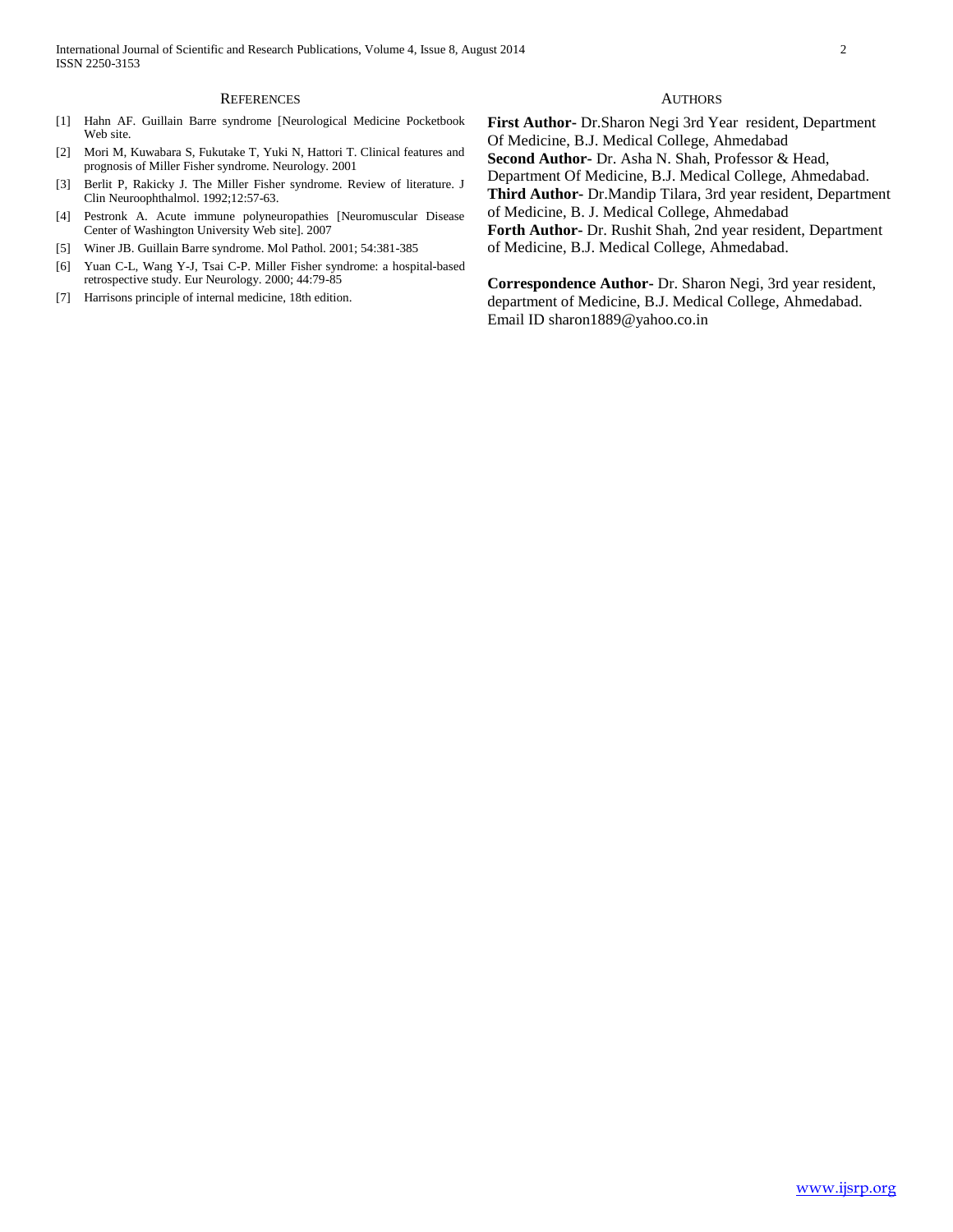## References

[1] Hahn AF. Guillain Barre syndrome [Neurological Medicine Pocketbook Web site.

[2] Mori M, Kuwabara S, Fukutake T, Yuki N, Hattori T. Clinical features and prognosis of Miller Fisher syndrome. Neurology. 2001

[3] Berlit P, Rakicky J. The Miller Fisher syndrome. Review of literature. J Clin Neuroophthalmol. 1992;12:57-63.

[4] Pestronk A. Acute immune polyneuropathies [Neuromuscular Disease Center of Washington University Web site]. 2007

[5] Winer JB. Guillain Barre syndrome. Mol Pathol. 2001; 54:381-385

[6] Yuan C-L, Wang Y-J, Tsai C-P. Miller Fisher syndrome: a hospital-based retrospective study. Eur Neurology. 2000; 44:79-85

[7] Harrisons principle of internal medicine, 18th edition.

## Authors

**First Author-** Dr.Sharon Negi 3rd Year resident, Department Of Medicine, B.J. Medical College, Ahmedabad

**Second Author-** Dr. Asha N. Shah, Professor & Head, Department Of Medicine, B.J. Medical College, Ahmedabad.

**Third Author-** Dr.Mandip Tilara, 3rd year resident, Department of Medicine, B. J. Medical College, Ahmedabad

**Forth Author-** Dr. Rushit Shah, 2nd year resident, Department of Medicine, B.J. Medical College, Ahmedabad.

**Correspondence Author-** Dr. Sharon Negi, 3rd year resident, department of Medicine, B.J. Medical College, Ahmedabad. Email ID sharon1889@yahoo.co.in